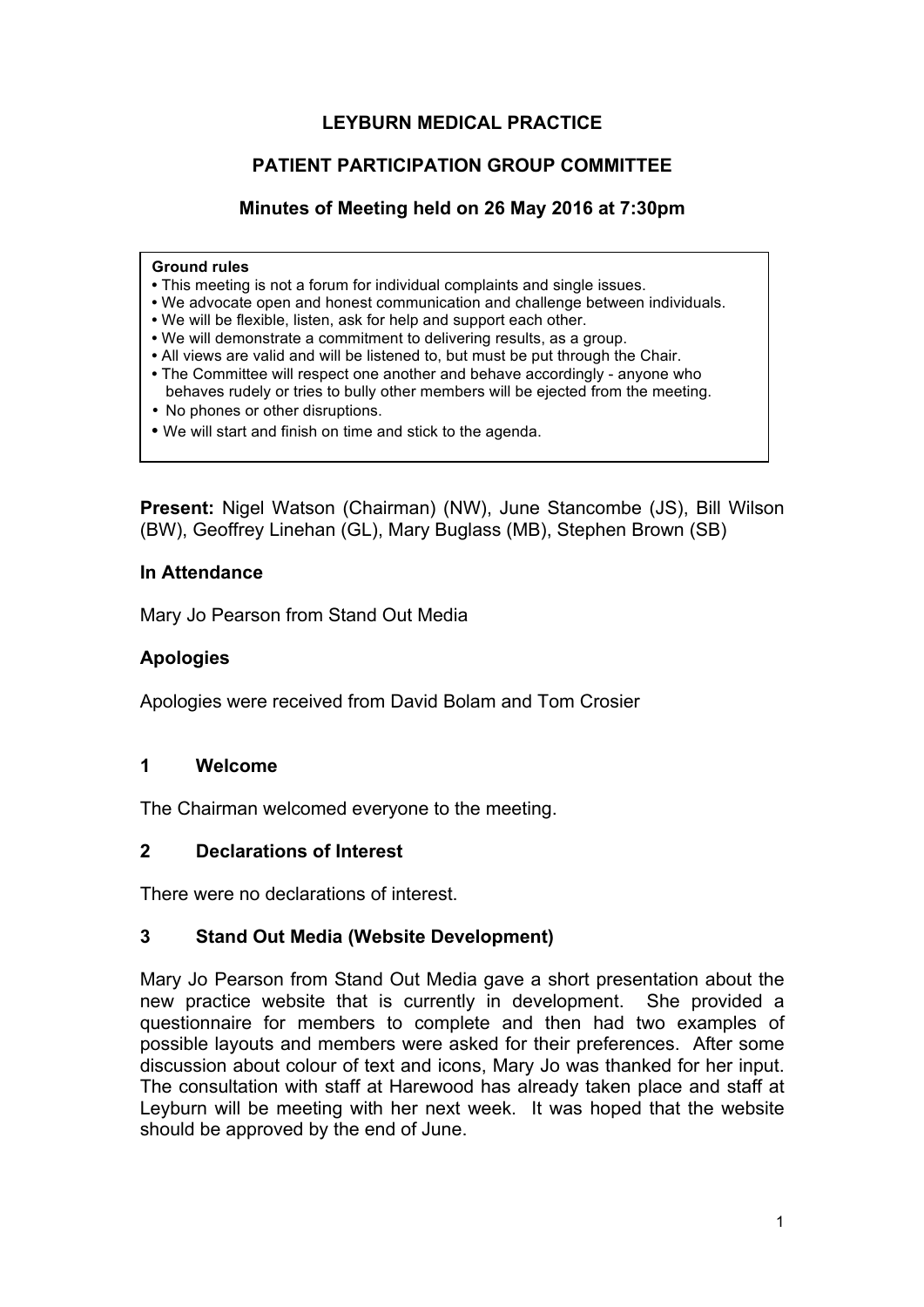# LEYBURN MEDICAL PRACTICE

## PATIENT PARTICIPATION GROUP COMMITTEE

### Minutes of Meeting held on 26 May 2016 at 7:30pm

**Ground rules**

- This meeting is not a forum for individual complaints and single issues.
- We advocate open and honest communication and challenge between individuals.
- We will be flexible, listen, ask for help and support each other.
- We will demonstrate a commitment to delivering results, as a group.
- All views are valid and will be listened to, but must be put through the Chair.
- The Committee will respect one another and behave accordingly - anyone who behaves rudely or tries to bully other members will be ejected from the meeting.
- No phones or other disruptions.
- We will start and finish on time and stick to the agenda.

**Present:** Nigel Watson (Chairman) (NW), June Stancombe (JS), Bill Wilson (BW), Geoffrey Linehan (GL), Mary Buglass (MB), Stephen Brown (SB)

**In Attendance**

Mary Jo Pearson from Stand Out Media

**Apologies**

Apologies were received from David Bolam and Tom Crosier

**1 Welcome**

The Chairman welcomed everyone to the meeting.

**2 Declarations of Interest**

There were no declarations of interest.

**3 Stand Out Media (Website Development)**

Mary Jo Pearson from Stand Out Media gave a short presentation about the new practice website that is currently in development. She provided a questionnaire for members to complete and then had two examples of possible layouts and members were asked for their preferences. After some discussion about colour of text and icons, Mary Jo was thanked for her input. The consultation with staff at Harewood has already taken place and staff at Leyburn will be meeting with her next week. It was hoped that the website should be approved by the end of June.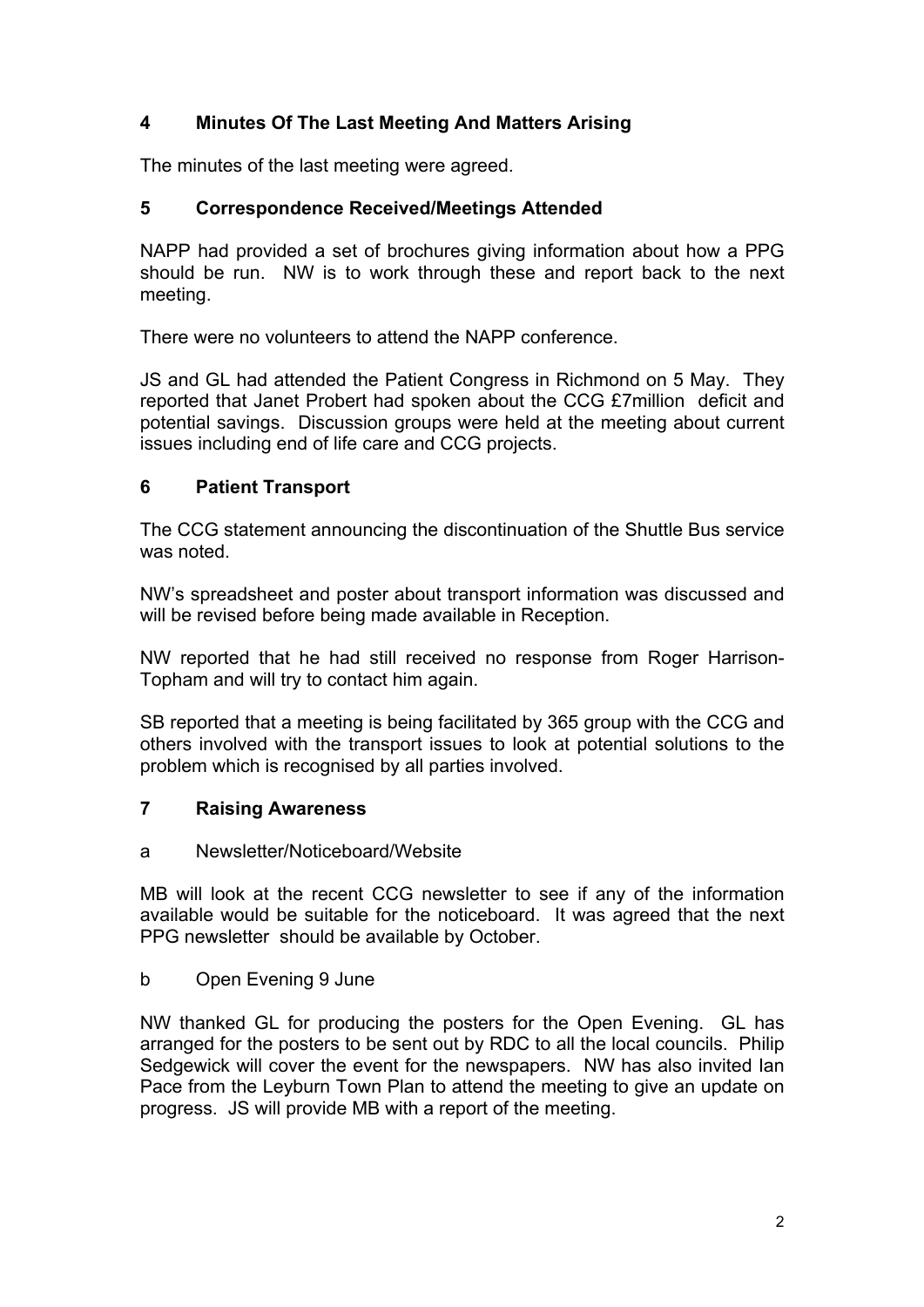## 4 Minutes Of The Last Meeting And Matters Arising

The minutes of the last meeting were agreed.

## 5 Correspondence Received/Meetings Attended

NAPP had provided a set of brochures giving information about how a PPG should be run. NW is to work through these and report back to the next meeting.

There were no volunteers to attend the NAPP conference.

JS and GL had attended the Patient Congress in Richmond on 5 May. They reported that Janet Probert had spoken about the CCG £7million deficit and potential savings. Discussion groups were held at the meeting about current issues including end of life care and CCG projects.

## 6 Patient Transport

The CCG statement announcing the discontinuation of the Shuttle Bus service was noted.

NW's spreadsheet and poster about transport information was discussed and will be revised before being made available in Reception.

NW reported that he had still received no response from Roger Harrison-Topham and will try to contact him again.

SB reported that a meeting is being facilitated by 365 group with the CCG and others involved with the transport issues to look at potential solutions to the problem which is recognised by all parties involved.

## 7 Raising Awareness

### a Newsletter/Noticeboard/Website

MB will look at the recent CCG newsletter to see if any of the information available would be suitable for the noticeboard. It was agreed that the next PPG newsletter should be available by October.

### b Open Evening 9 June

NW thanked GL for producing the posters for the Open Evening. GL has arranged for the posters to be sent out by RDC to all the local councils. Philip Sedgewick will cover the event for the newspapers. NW has also invited Ian Pace from the Leyburn Town Plan to attend the meeting to give an update on progress. JS will provide MB with a report of the meeting.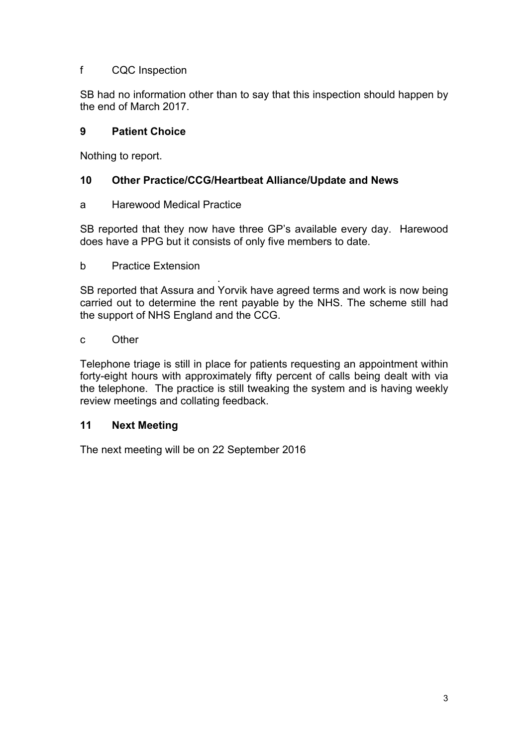f CQC Inspection

SB had no information other than to say that this inspection should happen by the end of March 2017.

## 9 Patient Choice

Nothing to report.

## 10 Other Practice/CCG/Heartbeat Alliance/Update and News

a Harewood Medical Practice

SB reported that they now have three GP's available every day. Harewood does have a PPG but it consists of only five members to date.

b Practice Extension

SB reported that Assura and Yorvik have agreed terms and work is now being carried out to determine the rent payable by the NHS. The scheme still had the support of NHS England and the CCG.

c Other

Telephone triage is still in place for patients requesting an appointment within forty-eight hours with approximately fifty percent of calls being dealt with via the telephone. The practice is still tweaking the system and is having weekly review meetings and collating feedback.

## 11 Next Meeting

The next meeting will be on 22 September 2016